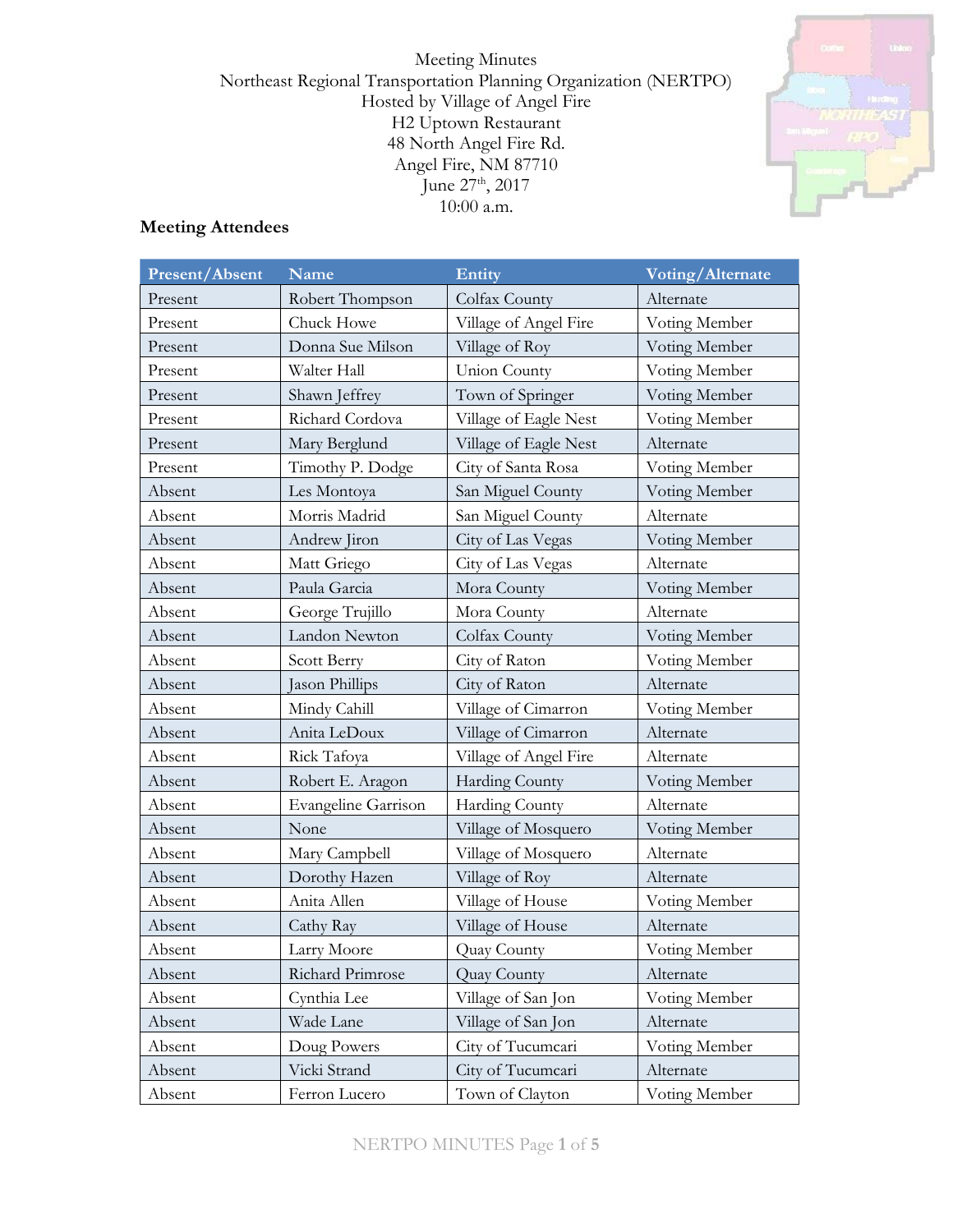Meeting Minutes
Northeast Regional Transportation Planning Organization (NERTPO)
Hosted by Village of Angel Fire
H2 Uptown Restaurant
48 North Angel Fire Rd.
Angel Fire, NM 87710
June 27th, 2017
10:00 a.m.

## Meeting Attendees

| Present/Absent | Name | Entity | Voting/Alternate |
|---|---|---|---|
| Present | Robert Thompson | Colfax County | Alternate |
| Present | Chuck Howe | Village of Angel Fire | Voting Member |
| Present | Donna Sue Milson | Village of Roy | Voting Member |
| Present | Walter Hall | Union County | Voting Member |
| Present | Shawn Jeffrey | Town of Springer | Voting Member |
| Present | Richard Cordova | Village of Eagle Nest | Voting Member |
| Present | Mary Berglund | Village of Eagle Nest | Alternate |
| Present | Timothy P. Dodge | City of Santa Rosa | Voting Member |
| Absent | Les Montoya | San Miguel County | Voting Member |
| Absent | Morris Madrid | San Miguel County | Alternate |
| Absent | Andrew Jiron | City of Las Vegas | Voting Member |
| Absent | Matt Griego | City of Las Vegas | Alternate |
| Absent | Paula Garcia | Mora County | Voting Member |
| Absent | George Trujillo | Mora County | Alternate |
| Absent | Landon Newton | Colfax County | Voting Member |
| Absent | Scott Berry | City of Raton | Voting Member |
| Absent | Jason Phillips | City of Raton | Alternate |
| Absent | Mindy Cahill | Village of Cimarron | Voting Member |
| Absent | Anita LeDoux | Village of Cimarron | Alternate |
| Absent | Rick Tafoya | Village of Angel Fire | Alternate |
| Absent | Robert E. Aragon | Harding County | Voting Member |
| Absent | Evangeline Garrison | Harding County | Alternate |
| Absent | None | Village of Mosquero | Voting Member |
| Absent | Mary Campbell | Village of Mosquero | Alternate |
| Absent | Dorothy Hazen | Village of Roy | Alternate |
| Absent | Anita Allen | Village of House | Voting Member |
| Absent | Cathy Ray | Village of House | Alternate |
| Absent | Larry Moore | Quay County | Voting Member |
| Absent | Richard Primrose | Quay County | Alternate |
| Absent | Cynthia Lee | Village of San Jon | Voting Member |
| Absent | Wade Lane | Village of San Jon | Alternate |
| Absent | Doug Powers | City of Tucumcari | Voting Member |
| Absent | Vicki Strand | City of Tucumcari | Alternate |
| Absent | Ferron Lucero | Town of Clayton | Voting Member |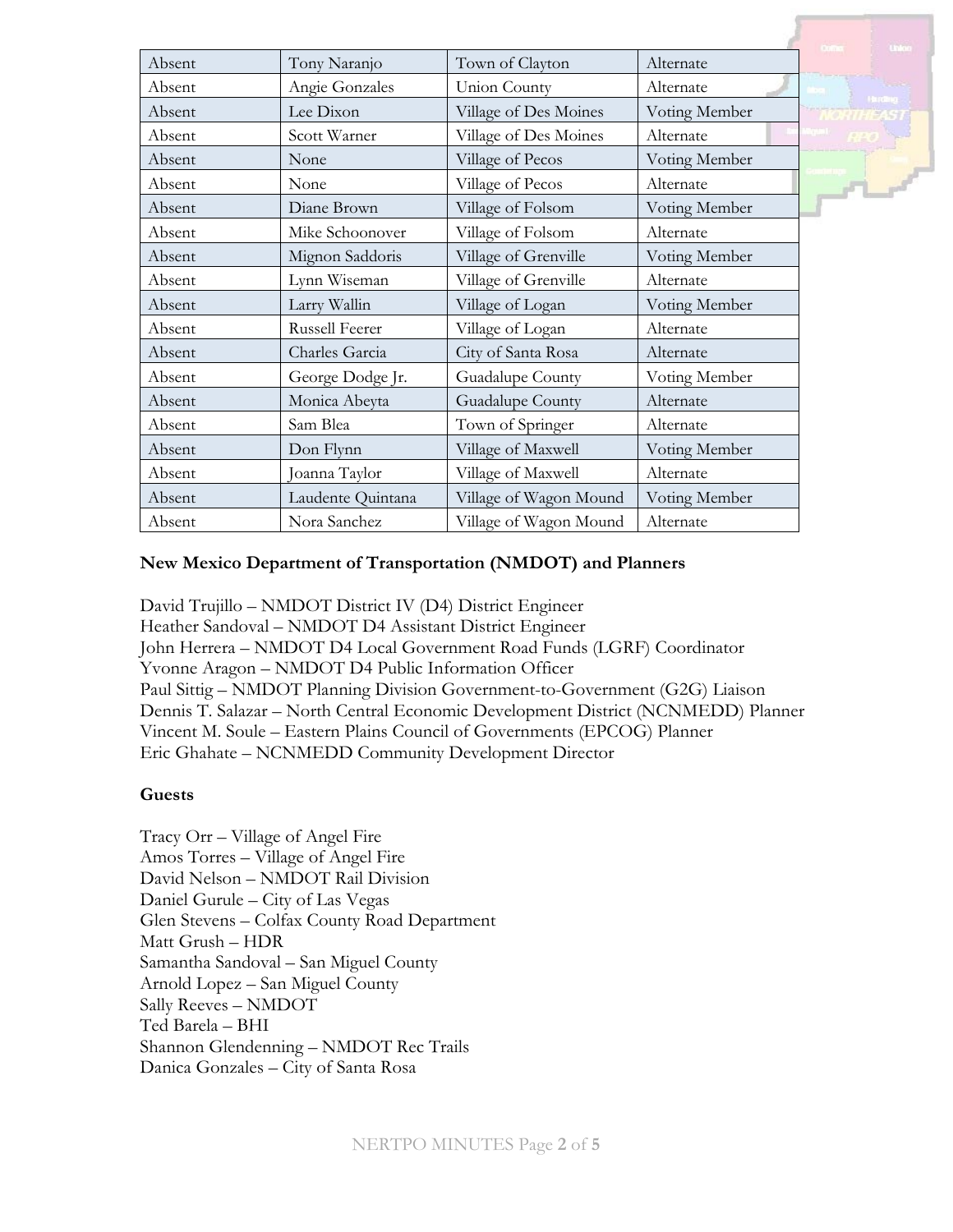| Absent | Tony Naranjo | Town of Clayton | Alternate |
|---|---|---|---|
| Absent | Angie Gonzales | Union County | Alternate |
| Absent | Lee Dixon | Village of Des Moines | Voting Member |
| Absent | Scott Warner | Village of Des Moines | Alternate |
| Absent | None | Village of Pecos | Voting Member |
| Absent | None | Village of Pecos | Alternate |
| Absent | Diane Brown | Village of Folsom | Voting Member |
| Absent | Mike Schoonover | Village of Folsom | Alternate |
| Absent | Mignon Saddoris | Village of Grenville | Voting Member |
| Absent | Lynn Wiseman | Village of Grenville | Alternate |
| Absent | Larry Wallin | Village of Logan | Voting Member |
| Absent | Russell Feerer | Village of Logan | Alternate |
| Absent | Charles Garcia | City of Santa Rosa | Alternate |
| Absent | George Dodge Jr. | Guadalupe County | Voting Member |
| Absent | Monica Abeyta | Guadalupe County | Alternate |
| Absent | Sam Blea | Town of Springer | Alternate |
| Absent | Don Flynn | Village of Maxwell | Voting Member |
| Absent | Joanna Taylor | Village of Maxwell | Alternate |
| Absent | Laudente Quintana | Village of Wagon Mound | Voting Member |
| Absent | Nora Sanchez | Village of Wagon Mound | Alternate |

**New Mexico Department of Transportation (NMDOT) and Planners**

David Trujillo – NMDOT District IV (D4) District Engineer
Heather Sandoval – NMDOT D4 Assistant District Engineer
John Herrera – NMDOT D4 Local Government Road Funds (LGRF) Coordinator
Yvonne Aragon – NMDOT D4 Public Information Officer
Paul Sittig – NMDOT Planning Division Government-to-Government (G2G) Liaison
Dennis T. Salazar – North Central Economic Development District (NCNMEDD) Planner
Vincent M. Soule – Eastern Plains Council of Governments (EPCOG) Planner
Eric Ghahate – NCNMEDD Community Development Director

**Guests**

Tracy Orr – Village of Angel Fire
Amos Torres – Village of Angel Fire
David Nelson – NMDOT Rail Division
Daniel Gurule – City of Las Vegas
Glen Stevens – Colfax County Road Department
Matt Grush – HDR
Samantha Sandoval – San Miguel County
Arnold Lopez – San Miguel County
Sally Reeves – NMDOT
Ted Barela – BHI
Shannon Glendenning – NMDOT Rec Trails
Danica Gonzales – City of Santa Rosa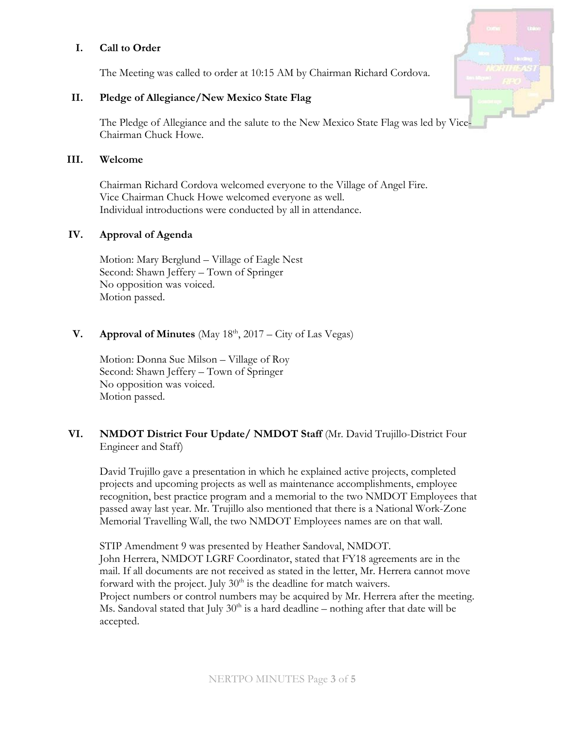## I. Call to Order

The Meeting was called to order at 10:15 AM by Chairman Richard Cordova.

## II. Pledge of Allegiance/New Mexico State Flag

The Pledge of Allegiance and the salute to the New Mexico State Flag was led by Vice-Chairman Chuck Howe.

## III. Welcome

Chairman Richard Cordova welcomed everyone to the Village of Angel Fire.
Vice Chairman Chuck Howe welcomed everyone as well.
Individual introductions were conducted by all in attendance.

## IV. Approval of Agenda

Motion: Mary Berglund – Village of Eagle Nest
Second: Shawn Jeffery – Town of Springer
No opposition was voiced.
Motion passed.

## V. Approval of Minutes (May 18th, 2017 – City of Las Vegas)

Motion: Donna Sue Milson – Village of Roy
Second: Shawn Jeffery – Town of Springer
No opposition was voiced.
Motion passed.

## VI. NMDOT District Four Update/ NMDOT Staff (Mr. David Trujillo-District Four Engineer and Staff)

David Trujillo gave a presentation in which he explained active projects, completed projects and upcoming projects as well as maintenance accomplishments, employee recognition, best practice program and a memorial to the two NMDOT Employees that passed away last year. Mr. Trujillo also mentioned that there is a National Work-Zone Memorial Travelling Wall, the two NMDOT Employees names are on that wall.

STIP Amendment 9 was presented by Heather Sandoval, NMDOT.
John Herrera, NMDOT LGRF Coordinator, stated that FY18 agreements are in the mail. If all documents are not received as stated in the letter, Mr. Herrera cannot move forward with the project. July 30th is the deadline for match waivers.
Project numbers or control numbers may be acquired by Mr. Herrera after the meeting.
Ms. Sandoval stated that July 30th is a hard deadline – nothing after that date will be accepted.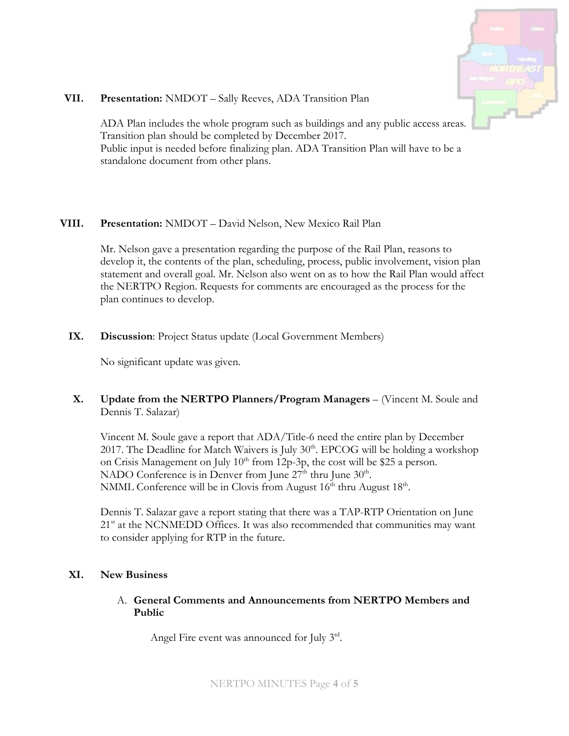**VII. Presentation:** NMDOT – Sally Reeves, ADA Transition Plan

ADA Plan includes the whole program such as buildings and any public access areas. Transition plan should be completed by December 2017.
Public input is needed before finalizing plan. ADA Transition Plan will have to be a standalone document from other plans.

**VIII. Presentation:** NMDOT – David Nelson, New Mexico Rail Plan

Mr. Nelson gave a presentation regarding the purpose of the Rail Plan, reasons to develop it, the contents of the plan, scheduling, process, public involvement, vision plan statement and overall goal. Mr. Nelson also went on as to how the Rail Plan would affect the NERTPO Region. Requests for comments are encouraged as the process for the plan continues to develop.

**IX. Discussion**: Project Status update (Local Government Members)

No significant update was given.

**X. Update from the NERTPO Planners/Program Managers** – (Vincent M. Soule and Dennis T. Salazar)

Vincent M. Soule gave a report that ADA/Title-6 need the entire plan by December 2017. The Deadline for Match Waivers is July 30th. EPCOG will be holding a workshop on Crisis Management on July 10th from 12p-3p, the cost will be $25 a person.
NADO Conference is in Denver from June 27th thru June 30th.
NMML Conference will be in Clovis from August 16th thru August 18th.

Dennis T. Salazar gave a report stating that there was a TAP-RTP Orientation on June 21st at the NCNMEDD Offices. It was also recommended that communities may want to consider applying for RTP in the future.

**XI. New Business**

A. **General Comments and Announcements from NERTPO Members and Public**

Angel Fire event was announced for July 3rd.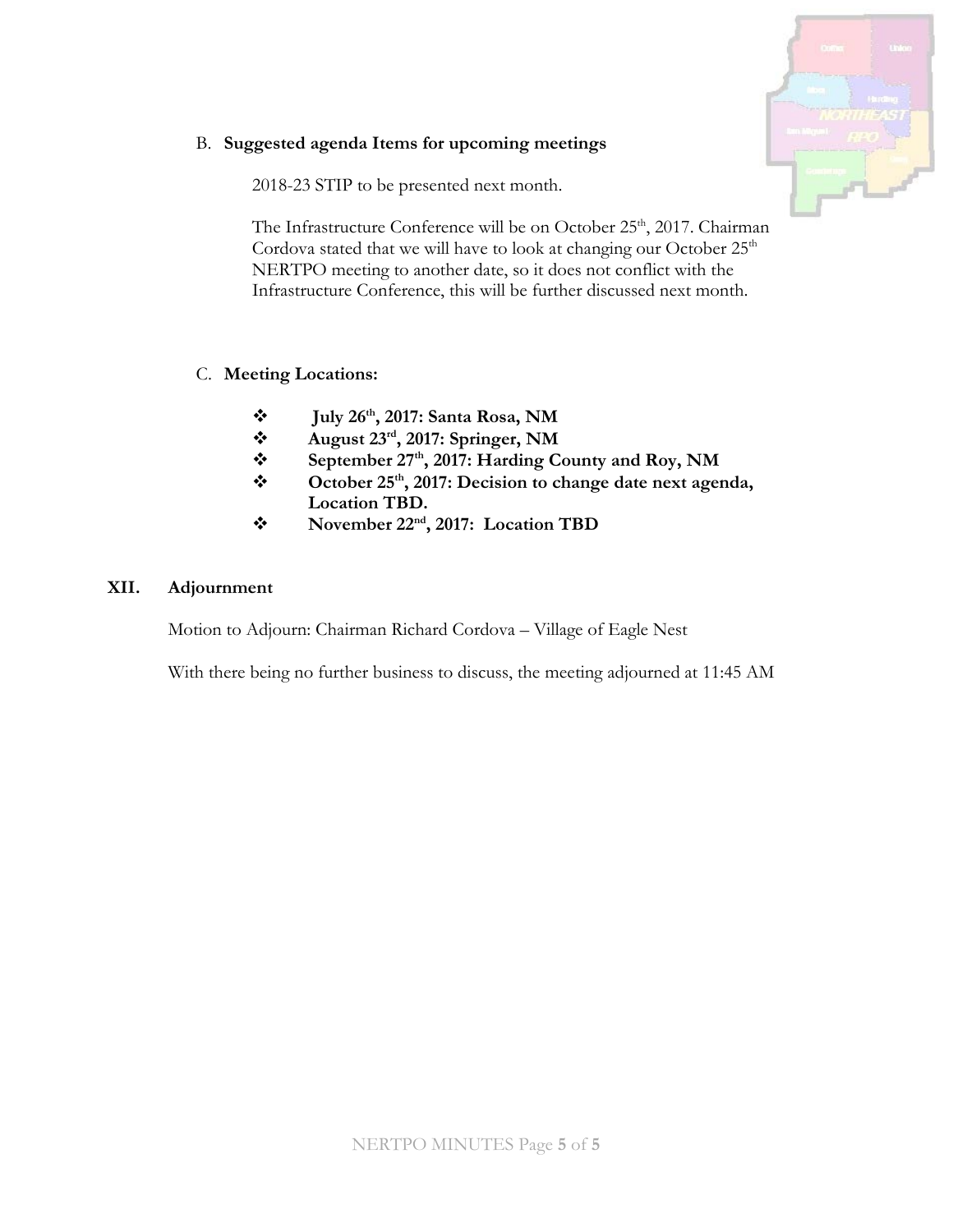B. **Suggested agenda Items for upcoming meetings**

2018-23 STIP to be presented next month.

The Infrastructure Conference will be on October 25th, 2017. Chairman Cordova stated that we will have to look at changing our October 25th NERTPO meeting to another date, so it does not conflict with the Infrastructure Conference, this will be further discussed next month.

C. **Meeting Locations:**

- **July 26th, 2017: Santa Rosa, NM**
- **August 23rd, 2017: Springer, NM**
- **September 27th, 2017: Harding County and Roy, NM**
- **October 25th, 2017: Decision to change date next agenda, Location TBD.**
- **November 22nd, 2017: Location TBD**

## XII. Adjournment

Motion to Adjourn: Chairman Richard Cordova – Village of Eagle Nest

With there being no further business to discuss, the meeting adjourned at 11:45 AM